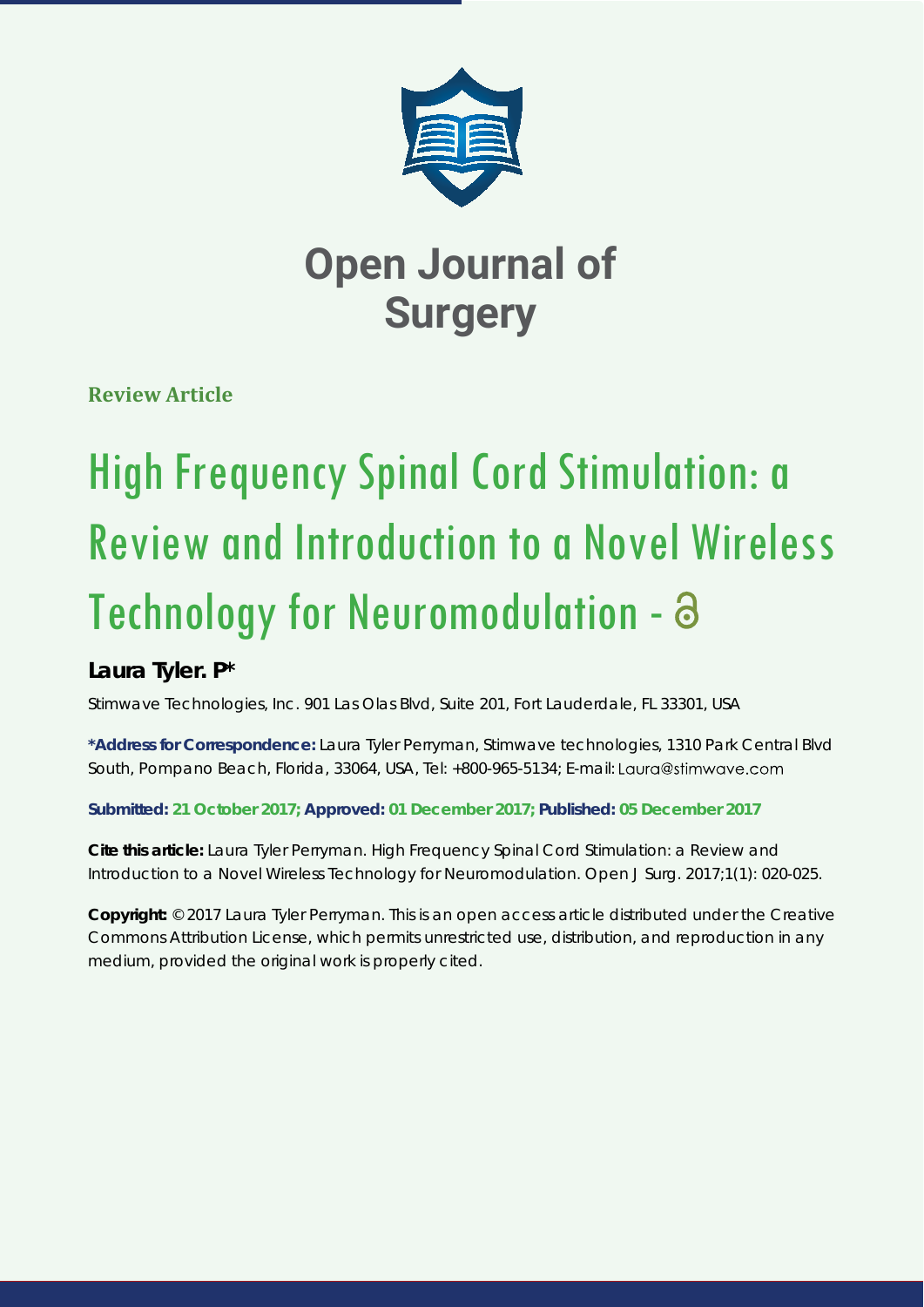# Open Journal of Surgery

**Review Article**

# High Frequency Spinal Cord Stimulation: a Review and Introduction to a Novel Wireless Technology for Neuromodulation -

**Laura Tyler. P***

Stimwave Technologies, Inc. 901 Las Olas Blvd, Suite 201, Fort Lauderdale, FL 33301, USA

**\*Address for Correspondence:** Laura Tyler Perryman, Stimwave technologies, 1310 Park Central Blvd South, Pompano Beach, Florida, 33064, USA, Tel: +800-965-5134; E-mail: Laura@stimwave.com

**Submitted: 21 October 2017; Approved: 01 December 2017; Published: 05 December 2017**

**Cite this article:** Laura Tyler Perryman. High Frequency Spinal Cord Stimulation: a Review and Introduction to a Novel Wireless Technology for Neuromodulation. Open J Surg. 2017;1(1): 020-025.

**Copyright:** © 2017 Laura Tyler Perryman. This is an open access article distributed under the Creative Commons Attribution License, which permits unrestricted use, distribution, and reproduction in any medium, provided the original work is properly cited.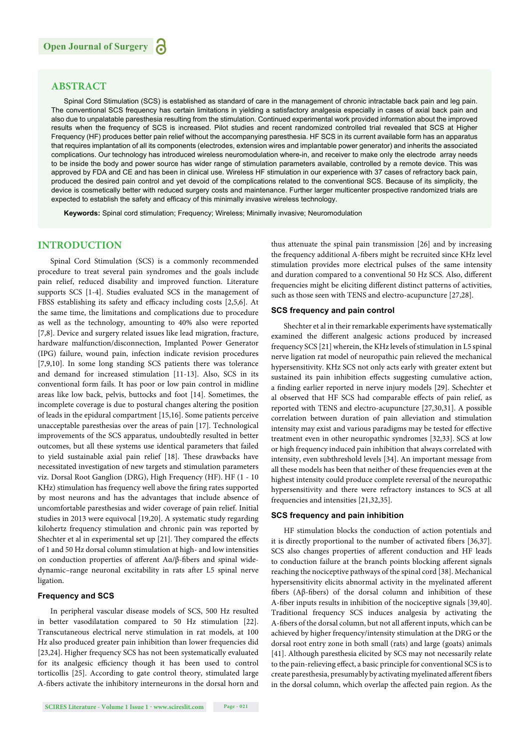## ABSTRACT

Spinal Cord Stimulation (SCS) is established as standard of care in the management of chronic intractable back pain and leg pain. The conventional SCS frequency has certain limitations in yielding a satisfactory analgesia especially in cases of axial back pain and also due to unpalatable paresthesia resulting from the stimulation. Continued experimental work provided information about the improved results when the frequency of SCS is increased. Pilot studies and recent randomized controlled trial revealed that SCS at Higher Frequency (HF) produces better pain relief without the accompanying paresthesia. HF SCS in its current available form has an apparatus that requires implantation of all its components (electrodes, extension wires and implantable power generator) and inherits the associated complications. Our technology has introduced wireless neuromodulation where-in, and receiver to make only the electrode array needs to be inside the body and power source has wider range of stimulation parameters available, controlled by a remote device. This was approved by FDA and CE and has been in clinical use. Wireless HF stimulation in our experience with 37 cases of refractory back pain, produced the desired pain control and yet devoid of the complications related to the conventional SCS. Because of its simplicity, the device is cosmetically better with reduced surgery costs and maintenance. Further larger multicenter prospective randomized trials are expected to establish the safety and efficacy of this minimally invasive wireless technology.

**Keywords:** Spinal cord stimulation; Frequency; Wireless; Minimally invasive; Neuromodulation

## INTRODUCTION

Spinal Cord Stimulation (SCS) is a commonly recommended procedure to treat several pain syndromes and the goals include pain relief, reduced disability and improved function. Literature supports SCS [1-4]. Studies evaluated SCS in the management of FBSS establishing its safety and efficacy including costs [2,5,6]. At the same time, the limitations and complications due to procedure as well as the technology, amounting to 40% also were reported [7,8]. Device and surgery related issues like lead migration, fracture, hardware malfunction/disconnection, Implanted Power Generator (IPG) failure, wound pain, infection indicate revision procedures [7,9,10]. In some long standing SCS patients there was tolerance and demand for increased stimulation [11-13]. Also, SCS in its conventional form fails. It has poor or low pain control in midline areas like low back, pelvis, buttocks and foot [14]. Sometimes, the incomplete coverage is due to postural changes altering the position of leads in the epidural compartment [15,16]. Some patients perceive unacceptable paresthesias over the areas of pain [17]. Technological improvements of the SCS apparatus, undoubtedly resulted in better outcomes, but all these systems use identical parameters that failed to yield sustainable axial pain relief [18]. These drawbacks have necessitated investigation of new targets and stimulation parameters viz. Dorsal Root Ganglion (DRG), High Frequency (HF). HF (1 - 10 KHz) stimulation has frequency well above the firing rates supported by most neurons and has the advantages that include absence of uncomfortable paresthesias and wider coverage of pain relief. Initial studies in 2013 were equivocal [19,20]. A systematic study regarding kilohertz frequency stimulation and chronic pain was reported by Shechter et al in experimental set up [21]. They compared the effects of 1 and 50 Hz dorsal column stimulation at high- and low intensities on conduction properties of afferent Aα/β-fibers and spinal wide-dynamic–range neuronal excitability in rats after L5 spinal nerve ligation.

### Frequency and SCS

In peripheral vascular disease models of SCS, 500 Hz resulted in better vasodilatation compared to 50 Hz stimulation [22]. Transcutaneous electrical nerve stimulation in rat models, at 100 Hz also produced greater pain inhibition than lower frequencies did [23,24]. Higher frequency SCS has not been systematically evaluated for its analgesic efficiency though it has been used to control torticollis [25]. According to gate control theory, stimulated large A-fibers activate the inhibitory interneurons in the dorsal horn and thus attenuate the spinal pain transmission [26] and by increasing the frequency additional A-fibers might be recruited since KHz level stimulation provides more electrical pulses of the same intensity and duration compared to a conventional 50 Hz SCS. Also, different frequencies might be eliciting different distinct patterns of activities, such as those seen with TENS and electro-acupuncture [27,28].

### SCS frequency and pain control

Shechter et al in their remarkable experiments have systematically examined the different analgesic actions produced by increased frequency SCS [21] wherein, the KHz levels of stimulation in L5 spinal nerve ligation rat model of neuropathic pain relieved the mechanical hypersensitivity. KHz SCS not only acts early with greater extent but sustained its pain inhibition effects suggesting cumulative action, a finding earlier reported in nerve injury models [29]. Schechter et al observed that HF SCS had comparable effects of pain relief, as reported with TENS and electro-acupuncture [27,30,31]. A possible correlation between duration of pain alleviation and stimulation intensity may exist and various paradigms may be tested for effective treatment even in other neuropathic syndromes [32,33]. SCS at low or high frequency induced pain inhibition that always correlated with intensity, even subthreshold levels [34]. An important message from all these models has been that neither of these frequencies even at the highest intensity could produce complete reversal of the neuropathic hypersensitivity and there were refractory instances to SCS at all frequencies and intensities [21,32,35].

### SCS frequency and pain inhibition

HF stimulation blocks the conduction of action potentials and it is directly proportional to the number of activated fibers [36,37]. SCS also changes properties of afferent conduction and HF leads to conduction failure at the branch points blocking afferent signals reaching the nociceptive pathways of the spinal cord [38]. Mechanical hypersensitivity elicits abnormal activity in the myelinated afferent fibers (Aβ-fibers) of the dorsal column and inhibition of these A-fiber inputs results in inhibition of the nociceptive signals [39,40]. Traditional frequency SCS induces analgesia by activating the A-fibers of the dorsal column, but not all afferent inputs, which can be achieved by higher frequency/intensity stimulation at the DRG or the dorsal root entry zone in both small (rats) and large (goats) animals [41]. Although paresthesia elicited by SCS may not necessarily relate to the pain-relieving effect, a basic principle for conventional SCS is to create paresthesia, presumably by activating myelinated afferent fibers in the dorsal column, which overlap the affected pain region. As the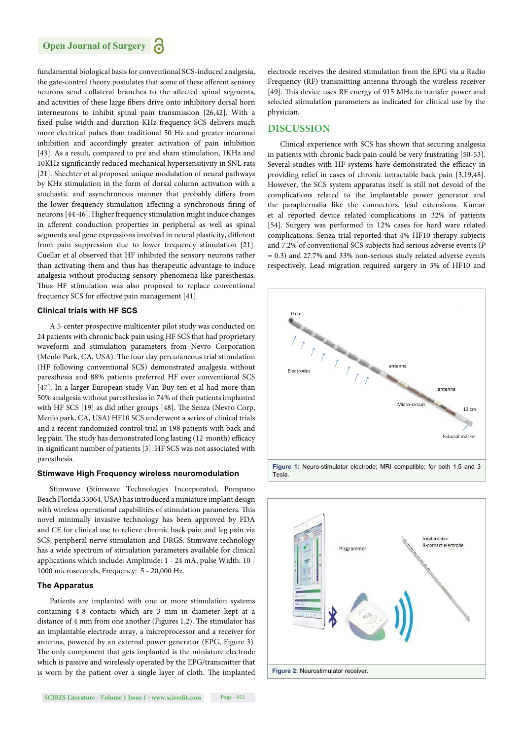fundamental biological basis for conventional SCS-induced analgesia, the gate-control theory postulates that some of these afferent sensory neurons send collateral branches to the affected spinal segments, and activities of these large fibers drive onto inhibitory dorsal horn interneurons to inhibit spinal pain transmission [26,42]. With a fixed pulse width and duration KHz frequency SCS delivers much more electrical pulses than traditional 50 Hz and greater neuronal inhibition and accordingly greater activation of pain inhibition [43]. As a result, compared to pre and sham stimulation, 1KHz and 10KHz significantly reduced mechanical hypersensitivity in SNL rats [21]. Shechter et al proposed unique modulation of neural pathways by KHz stimulation in the form of dorsal column activation with a stochastic and asynchronous manner that probably differs from the lower frequency stimulation affecting a synchronous firing of neurons [44-46]. Higher frequency stimulation might induce changes in afferent conduction properties in peripheral as well as spinal segments and gene expressions involved in neural plasticity, different from pain suppression due to lower frequency stimulation [21]. Cuellar et al observed that HF inhibited the sensory neurons rather than activating them and thus has therapeutic advantage to induce analgesia without producing sensory phenomena like paresthesias. Thus HF stimulation was also proposed to replace conventional frequency SCS for effective pain management [41].

### Clinical trials with HF SCS

A 5-center prospective multicenter pilot study was conducted on 24 patients with chronic back pain using HF SCS that had proprietary waveform and stimulation parameters from Nevro Corporation (Menlo Park, CA, USA). The four day percutaneous trial stimulation (HF following conventional SCS) demonstrated analgesia without paresthesia and 88% patients preferred HF over conventional SCS [47]. In a larger European study Van Buy ten et al had more than 50% analgesia without paresthesias in 74% of their patients implanted with HF SCS [19] as did other groups [48]. The Senza (Nevro Corp, Menlo park, CA, USA) HF10 SCS underwent a series of clinical trials and a recent randomized control trial in 198 patients with back and leg pain. The study has demonstrated long lasting (12-month) efficacy in significant number of patients [3]. HF SCS was not associated with paresthesia.

### Stimwave High Frequency wireless neuromodulation

Stimwave (Stimwave Technologies Incorporated, Pompano Beach Florida 33064, USA) has introduced a miniature implant design with wireless operational capabilities of stimulation parameters. This novel minimally invasive technology has been approved by FDA and CE for clinical use to relieve chronic back pain and leg pain via SCS, peripheral nerve stimulation and DRGS. Stimwave technology has a wide spectrum of stimulation parameters available for clinical applications which include: Amplitude: 1 - 24 mA, pulse Width: 10 - 1000 microseconds, Frequency: 5 - 20,000 Hz.

### The Apparatus

Patients are implanted with one or more stimulation systems containing 4-8 contacts which are 3 mm in diameter kept at a distance of 4 mm from one another (Figures 1,2). The stimulator has an implantable electrode array, a microprocessor and a receiver for antenna, powered by an external power generator (EPG, Figure 3). The only component that gets implanted is the miniature electrode which is passive and wirelessly operated by the EPG/transmitter that is worn by the patient over a single layer of cloth. The implanted electrode receives the desired stimulation from the EPG via a Radio Frequency (RF) transmitting antenna through the wireless receiver [49]. This device uses RF energy of 915 MHz to transfer power and selected stimulation parameters as indicated for clinical use by the physician.

## DISCUSSION

Clinical experience with SCS has shown that securing analgesia in patients with chronic back pain could be very frustrating [50-53]. Several studies with HF systems have demonstrated the efficacy in providing relief in cases of chronic intractable back pain [3,19,48]. However, the SCS system apparatus itself is still not devoid of the complications related to the implantable power generator and the paraphernalia like the connectors, lead extensions. Kumar et al reported device related complications in 32% of patients [54]. Surgery was performed in 12% cases for hard ware related complications. Senza trial reported that 4% HF10 therapy subjects and 7.2% of conventional SCS subjects had serious adverse events (*P* = 0.3) and 27.7% and 33% non-serious study related adverse events respectively. Lead migration required surgery in 3% of HF10 and

**Figure 1:** Neuro-stimulator electrode; MRI compatible; for both 1.5 and 3 Tesla.

**Figure 2:** Neurostimulator receiver.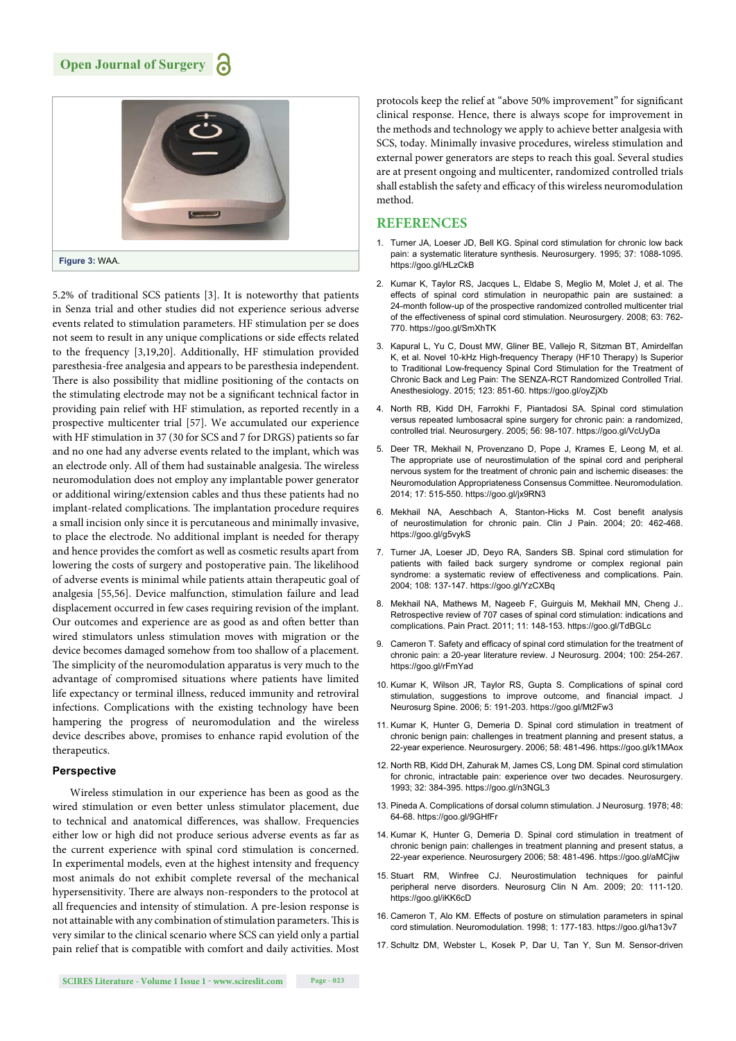Figure 3: WAA.

5.2% of traditional SCS patients [3]. It is noteworthy that patients in Senza trial and other studies did not experience serious adverse events related to stimulation parameters. HF stimulation per se does not seem to result in any unique complications or side effects related to the frequency [3,19,20]. Additionally, HF stimulation provided paresthesia-free analgesia and appears to be paresthesia independent. There is also possibility that midline positioning of the contacts on the stimulating electrode may not be a significant technical factor in providing pain relief with HF stimulation, as reported recently in a prospective multicenter trial [57]. We accumulated our experience with HF stimulation in 37 (30 for SCS and 7 for DRGS) patients so far and no one had any adverse events related to the implant, which was an electrode only. All of them had sustainable analgesia. The wireless neuromodulation does not employ any implantable power generator or additional wiring/extension cables and thus these patients had no implant-related complications. The implantation procedure requires a small incision only since it is percutaneous and minimally invasive, to place the electrode. No additional implant is needed for therapy and hence provides the comfort as well as cosmetic results apart from lowering the costs of surgery and postoperative pain. The likelihood of adverse events is minimal while patients attain therapeutic goal of analgesia [55,56]. Device malfunction, stimulation failure and lead displacement occurred in few cases requiring revision of the implant. Our outcomes and experience are as good as and often better than wired stimulators unless stimulation moves with migration or the device becomes damaged somehow from too shallow of a placement. The simplicity of the neuromodulation apparatus is very much to the advantage of compromised situations where patients have limited life expectancy or terminal illness, reduced immunity and retroviral infections. Complications with the existing technology have been hampering the progress of neuromodulation and the wireless device describes above, promises to enhance rapid evolution of the therapeutics.

### Perspective

Wireless stimulation in our experience has been as good as the wired stimulation or even better unless stimulator placement, due to technical and anatomical differences, was shallow. Frequencies either low or high did not produce serious adverse events as far as the current experience with spinal cord stimulation is concerned. In experimental models, even at the highest intensity and frequency most animals do not exhibit complete reversal of the mechanical hypersensitivity. There are always non-responders to the protocol at all frequencies and intensity of stimulation. A pre-lesion response is not attainable with any combination of stimulation parameters. This is very similar to the clinical scenario where SCS can yield only a partial pain relief that is compatible with comfort and daily activities. Most protocols keep the relief at "above 50% improvement" for significant clinical response. Hence, there is always scope for improvement in the methods and technology we apply to achieve better analgesia with SCS, today. Minimally invasive procedures, wireless stimulation and external power generators are steps to reach this goal. Several studies are at present ongoing and multicenter, randomized controlled trials shall establish the safety and efficacy of this wireless neuromodulation method.

## REFERENCES

1. Turner JA, Loeser JD, Bell KG. Spinal cord stimulation for chronic low back pain: a systematic literature synthesis. Neurosurgery. 1995; 37: 1088-1095. https://goo.gl/HLzCkB

2. Kumar K, Taylor RS, Jacques L, Eldabe S, Meglio M, Molet J, et al. The effects of spinal cord stimulation in neuropathic pain are sustained: a 24-month follow-up of the prospective randomized controlled multicenter trial of the effectiveness of spinal cord stimulation. Neurosurgery. 2008; 63: 762-770. https://goo.gl/SmXhTK

3. Kapural L, Yu C, Doust MW, Gliner BE, Vallejo R, Sitzman BT, Amirdelfan K, et al. Novel 10-kHz High-frequency Therapy (HF10 Therapy) Is Superior to Traditional Low-frequency Spinal Cord Stimulation for the Treatment of Chronic Back and Leg Pain: The SENZA-RCT Randomized Controlled Trial. Anesthesiology. 2015; 123: 851-60. https://goo.gl/oyZjXb

4. North RB, Kidd DH, Farrokhi F, Piantadosi SA. Spinal cord stimulation versus repeated lumbosacral spine surgery for chronic pain: a randomized, controlled trial. Neurosurgery. 2005; 56: 98-107. https://goo.gl/VcUyDa

5. Deer TR, Mekhail N, Provenzano D, Pope J, Krames E, Leong M, et al. The appropriate use of neurostimulation of the spinal cord and peripheral nervous system for the treatment of chronic pain and ischemic diseases: the Neuromodulation Appropriateness Consensus Committee. Neuromodulation. 2014; 17: 515-550. https://goo.gl/jx9RN3

6. Mekhail NA, Aeschbach A, Stanton-Hicks M. Cost benefit analysis of neurostimulation for chronic pain. Clin J Pain. 2004; 20: 462-468. https://goo.gl/g5vykS

7. Turner JA, Loeser JD, Deyo RA, Sanders SB. Spinal cord stimulation for patients with failed back surgery syndrome or complex regional pain syndrome: a systematic review of effectiveness and complications. Pain. 2004; 108: 137-147. https://goo.gl/YzCXBq

8. Mekhail NA, Mathews M, Nageeb F, Guirguis M, Mekhail MN, Cheng J.. Retrospective review of 707 cases of spinal cord stimulation: indications and complications. Pain Pract. 2011; 11: 148-153. https://goo.gl/TdBGLc

9. Cameron T. Safety and efficacy of spinal cord stimulation for the treatment of chronic pain: a 20-year literature review. J Neurosurg. 2004; 100: 254-267. https://goo.gl/rFmYad

10. Kumar K, Wilson JR, Taylor RS, Gupta S. Complications of spinal cord stimulation, suggestions to improve outcome, and financial impact. J Neurosurg Spine. 2006; 5: 191-203. https://goo.gl/Mt2Fw3

11. Kumar K, Hunter G, Demeria D. Spinal cord stimulation in treatment of chronic benign pain: challenges in treatment planning and present status, a 22-year experience. Neurosurgery. 2006; 58: 481-496. https://goo.gl/k1MAox

12. North RB, Kidd DH, Zahurak M, James CS, Long DM. Spinal cord stimulation for chronic, intractable pain: experience over two decades. Neurosurgery. 1993; 32: 384-395. https://goo.gl/n3NGL3

13. Pineda A. Complications of dorsal column stimulation. J Neurosurg. 1978; 48: 64-68. https://goo.gl/9GHfFr

14. Kumar K, Hunter G, Demeria D. Spinal cord stimulation in treatment of chronic benign pain: challenges in treatment planning and present status, a 22-year experience. Neurosurgery 2006; 58: 481-496. https://goo.gl/aMCjiw

15. Stuart RM, Winfree CJ. Neurostimulation techniques for painful peripheral nerve disorders. Neurosurg Clin N Am. 2009; 20: 111-120. https://goo.gl/iKK6cD

16. Cameron T, Alo KM. Effects of posture on stimulation parameters in spinal cord stimulation. Neuromodulation. 1998; 1: 177-183. https://goo.gl/ha13v7

17. Schultz DM, Webster L, Kosek P, Dar U, Tan Y, Sun M. Sensor-driven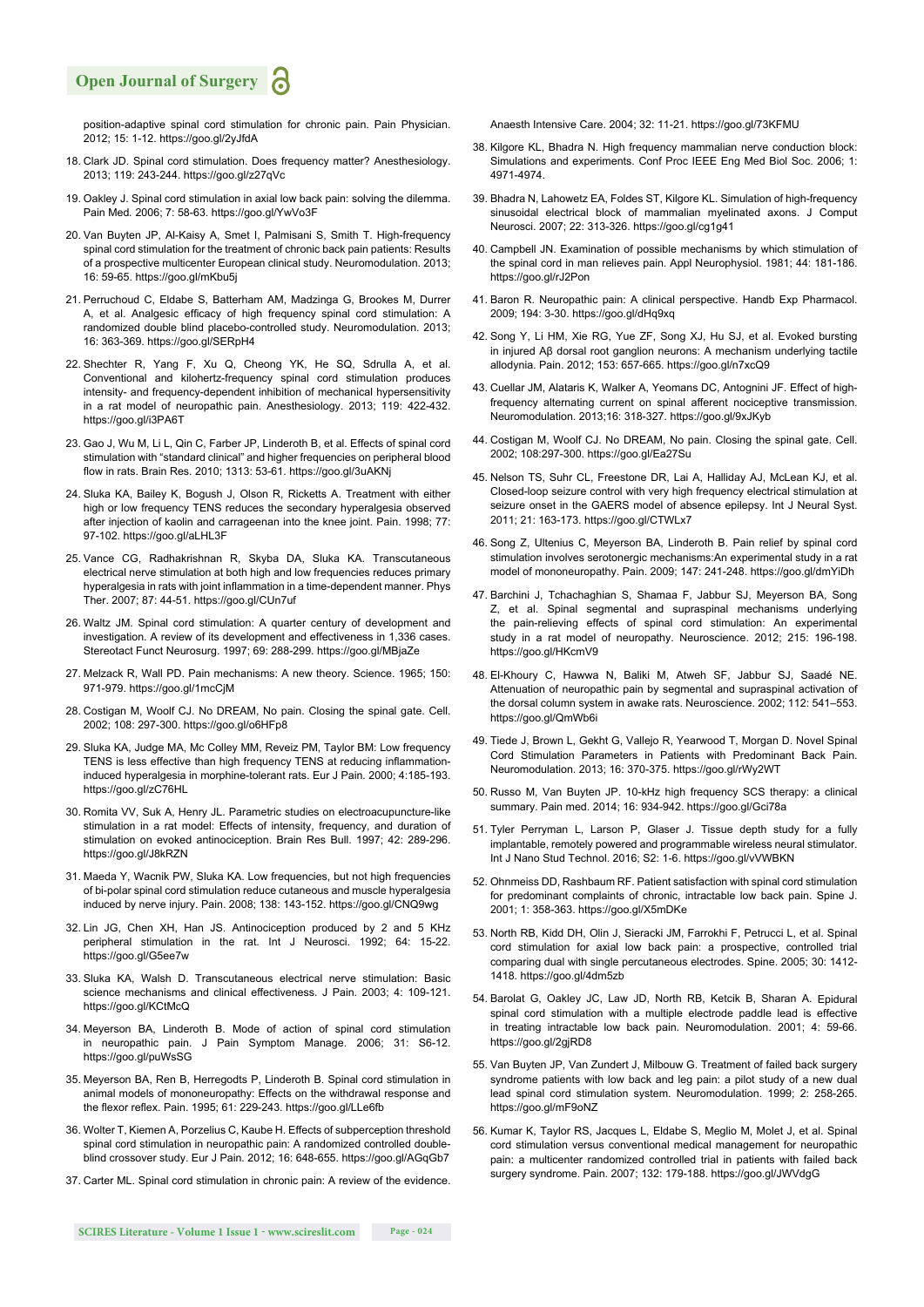position-adaptive spinal cord stimulation for chronic pain. Pain Physician. 2012; 15: 1-12. https://goo.gl/2yJfdA

18. Clark JD. Spinal cord stimulation. Does frequency matter? Anesthesiology. 2013; 119: 243-244. https://goo.gl/z27qVc

19. Oakley J. Spinal cord stimulation in axial low back pain: solving the dilemma. Pain Med. 2006; 7: 58-63. https://goo.gl/YwVo3F

20. Van Buyten JP, Al-Kaisy A, Smet I, Palmisani S, Smith T. High-frequency spinal cord stimulation for the treatment of chronic back pain patients: Results of a prospective multicenter European clinical study. Neuromodulation. 2013; 16: 59-65. https://goo.gl/mKbu5j

21. Perruchoud C, Eldabe S, Batterham AM, Madzinga G, Brookes M, Durrer A, et al. Analgesic efficacy of high frequency spinal cord stimulation: A randomized double blind placebo-controlled study. Neuromodulation. 2013; 16: 363-369. https://goo.gl/SERpH4

22. Shechter R, Yang F, Xu Q, Cheong YK, He SQ, Sdrulla A, et al. Conventional and kilohertz-frequency spinal cord stimulation produces intensity- and frequency-dependent inhibition of mechanical hypersensitivity in a rat model of neuropathic pain. Anesthesiology. 2013; 119: 422-432. https://goo.gl/i3PA6T

23. Gao J, Wu M, Li L, Qin C, Farber JP, Linderoth B, et al. Effects of spinal cord stimulation with "standard clinical" and higher frequencies on peripheral blood flow in rats. Brain Res. 2010; 1313: 53-61. https://goo.gl/3uAKNj

24. Sluka KA, Bailey K, Bogush J, Olson R, Ricketts A. Treatment with either high or low frequency TENS reduces the secondary hyperalgesia observed after injection of kaolin and carrageenan into the knee joint. Pain. 1998; 77: 97-102. https://goo.gl/aLHL3F

25. Vance CG, Radhakrishnan R, Skyba DA, Sluka KA. Transcutaneous electrical nerve stimulation at both high and low frequencies reduces primary hyperalgesia in rats with joint inflammation in a time-dependent manner. Phys Ther. 2007; 87: 44-51. https://goo.gl/CUn7uf

26. Waltz JM. Spinal cord stimulation: A quarter century of development and investigation. A review of its development and effectiveness in 1,336 cases. Stereotact Funct Neurosurg. 1997; 69: 288-299. https://goo.gl/MBjaZe

27. Melzack R, Wall PD. Pain mechanisms: A new theory. Science. 1965; 150: 971-979. https://goo.gl/1mcCjM

28. Costigan M, Woolf CJ. No DREAM, No pain. Closing the spinal gate. Cell. 2002; 108: 297-300. https://goo.gl/o6HFp8

29. Sluka KA, Judge MA, Mc Colley MM, Reveiz PM, Taylor BM: Low frequency TENS is less effective than high frequency TENS at reducing inflammation-induced hyperalgesia in morphine-tolerant rats. Eur J Pain. 2000; 4:185-193. https://goo.gl/zC76HL

30. Romita VV, Suk A, Henry JL. Parametric studies on electroacupuncture-like stimulation in a rat model: Effects of intensity, frequency, and duration of stimulation on evoked antinociception. Brain Res Bull. 1997; 42: 289-296. https://goo.gl/J8kRZN

31. Maeda Y, Wacnik PW, Sluka KA. Low frequencies, but not high frequencies of bi-polar spinal cord stimulation reduce cutaneous and muscle hyperalgesia induced by nerve injury. Pain. 2008; 138: 143-152. https://goo.gl/CNQ9wg

32. Lin JG, Chen XH, Han JS. Antinociception produced by 2 and 5 KHz peripheral stimulation in the rat. Int J Neurosci. 1992; 64: 15-22. https://goo.gl/G5ee7w

33. Sluka KA, Walsh D. Transcutaneous electrical nerve stimulation: Basic science mechanisms and clinical effectiveness. J Pain. 2003; 4: 109-121. https://goo.gl/KCtMcQ

34. Meyerson BA, Linderoth B. Mode of action of spinal cord stimulation in neuropathic pain. J Pain Symptom Manage. 2006; 31: S6-12. https://goo.gl/puWsSG

35. Meyerson BA, Ren B, Herregodts P, Linderoth B. Spinal cord stimulation in animal models of mononeuropathy: Effects on the withdrawal response and the flexor reflex. Pain. 1995; 61: 229-243. https://goo.gl/LLe6fb

36. Wolter T, Kiemen A, Porzelius C, Kaube H. Effects of subperception threshold spinal cord stimulation in neuropathic pain: A randomized controlled double-blind crossover study. Eur J Pain. 2012; 16: 648-655. https://goo.gl/AGqGb7

37. Carter ML. Spinal cord stimulation in chronic pain: A review of the evidence. Anaesth Intensive Care. 2004; 32: 11-21. https://goo.gl/73KFMU

38. Kilgore KL, Bhadra N. High frequency mammalian nerve conduction block: Simulations and experiments. Conf Proc IEEE Eng Med Biol Soc. 2006; 1: 4971-4974.

39. Bhadra N, Lahowetz EA, Foldes ST, Kilgore KL. Simulation of high-frequency sinusoidal electrical block of mammalian myelinated axons. J Comput Neurosci. 2007; 22: 313-326. https://goo.gl/cg1g41

40. Campbell JN. Examination of possible mechanisms by which stimulation of the spinal cord in man relieves pain. Appl Neurophysiol. 1981; 44: 181-186. https://goo.gl/rJ2Pon

41. Baron R. Neuropathic pain: A clinical perspective. Handb Exp Pharmacol. 2009; 194: 3-30. https://goo.gl/dHq9xq

42. Song Y, Li HM, Xie RG, Yue ZF, Song XJ, Hu SJ, et al. Evoked bursting in injured Aβ dorsal root ganglion neurons: A mechanism underlying tactile allodynia. Pain. 2012; 153: 657-665. https://goo.gl/n7xcQ9

43. Cuellar JM, Alataris K, Walker A, Yeomans DC, Antognini JF. Effect of high-frequency alternating current on spinal afferent nociceptive transmission. Neuromodulation. 2013;16: 318-327. https://goo.gl/9xJKyb

44. Costigan M, Woolf CJ. No DREAM, No pain. Closing the spinal gate. Cell. 2002; 108:297-300. https://goo.gl/Ea27Su

45. Nelson TS, Suhr CL, Freestone DR, Lai A, Halliday AJ, McLean KJ, et al. Closed-loop seizure control with very high frequency electrical stimulation at seizure onset in the GAERS model of absence epilepsy. Int J Neural Syst. 2011; 21: 163-173. https://goo.gl/CTWLx7

46. Song Z, Ultenius C, Meyerson BA, Linderoth B. Pain relief by spinal cord stimulation involves serotonergic mechanisms:An experimental study in a rat model of mononeuropathy. Pain. 2009; 147: 241-248. https://goo.gl/dmYiDh

47. Barchini J, Tchachaghian S, Shamaa F, Jabbur SJ, Meyerson BA, Song Z, et al. Spinal segmental and supraspinal mechanisms underlying the pain-relieving effects of spinal cord stimulation: An experimental study in a rat model of neuropathy. Neuroscience. 2012; 215: 196-198. https://goo.gl/HKcmV9

48. El-Khoury C, Hawwa N, Baliki M, Atweh SF, Jabbur SJ, Saadé NE. Attenuation of neuropathic pain by segmental and supraspinal activation of the dorsal column system in awake rats. Neuroscience. 2002; 112: 541–553. https://goo.gl/QmWb6i

49. Tiede J, Brown L, Gekht G, Vallejo R, Yearwood T, Morgan D. Novel Spinal Cord Stimulation Parameters in Patients with Predominant Back Pain. Neuromodulation. 2013; 16: 370-375. https://goo.gl/rWy2WT

50. Russo M, Van Buyten JP. 10-kHz high frequency SCS therapy: a clinical summary. Pain med. 2014; 16: 934-942. https://goo.gl/Gci78a

51. Tyler Perryman L, Larson P, Glaser J. Tissue depth study for a fully implantable, remotely powered and programmable wireless neural stimulator. Int J Nano Stud Technol. 2016; S2: 1-6. https://goo.gl/vVWBKN

52. Ohnmeiss DD, Rashbaum RF. Patient satisfaction with spinal cord stimulation for predominant complaints of chronic, intractable low back pain. Spine J. 2001; 1: 358-363. https://goo.gl/X5mDKe

53. North RB, Kidd DH, Olin J, Sieracki JM, Farrokhi F, Petrucci L, et al. Spinal cord stimulation for axial low back pain: a prospective, controlled trial comparing dual with single percutaneous electrodes. Spine. 2005; 30: 1412-1418. https://goo.gl/4dm5zb

54. Barolat G, Oakley JC, Law JD, North RB, Ketcik B, Sharan A. Epidural spinal cord stimulation with a multiple electrode paddle lead is effective in treating intractable low back pain. Neuromodulation. 2001; 4: 59-66. https://goo.gl/2gjRD8

55. Van Buyten JP, Van Zundert J, Milbouw G. Treatment of failed back surgery syndrome patients with low back and leg pain: a pilot study of a new dual lead spinal cord stimulation system. Neuromodulation. 1999; 2: 258-265. https://goo.gl/mF9oNZ

56. Kumar K, Taylor RS, Jacques L, Eldabe S, Meglio M, Molet J, et al. Spinal cord stimulation versus conventional medical management for neuropathic pain: a multicenter randomized controlled trial in patients with failed back surgery syndrome. Pain. 2007; 132: 179-188. https://goo.gl/JWVdgG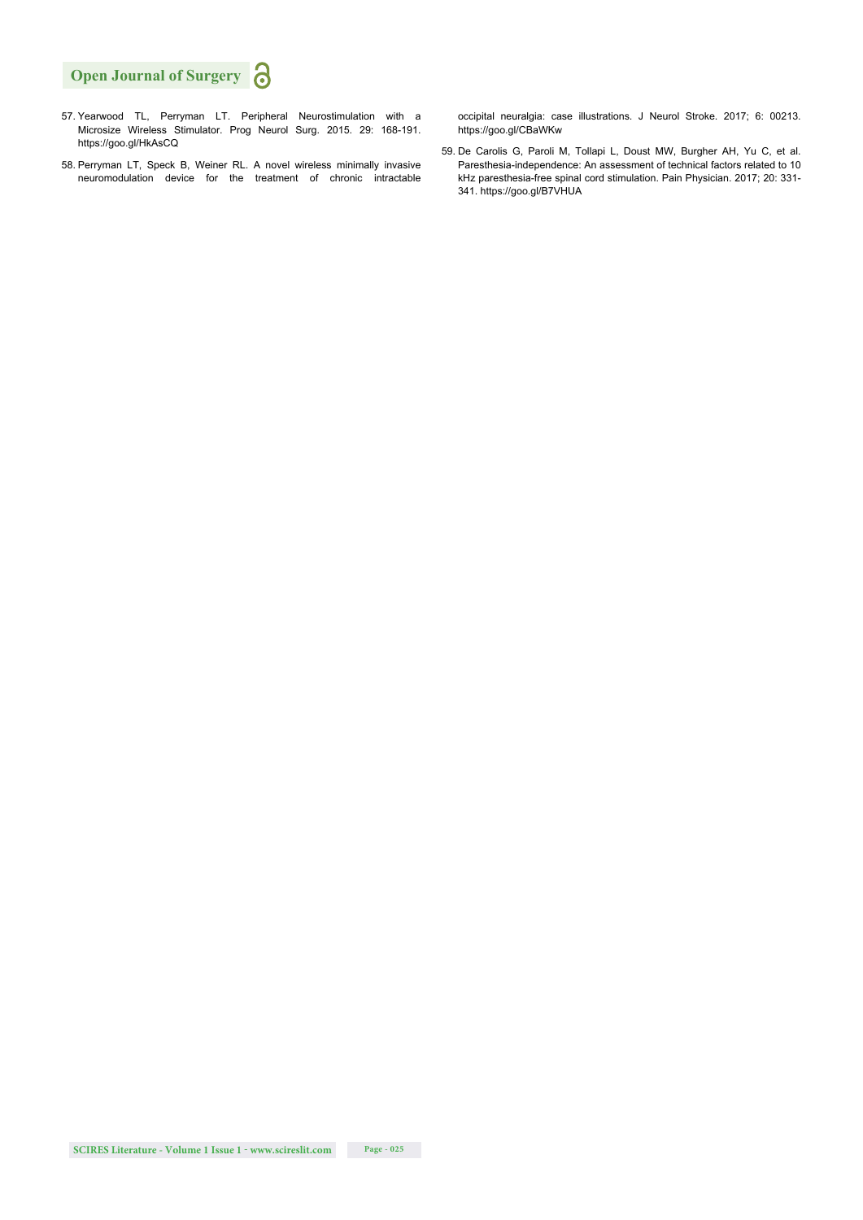57. Yearwood TL, Perryman LT. Peripheral Neurostimulation with a Microsize Wireless Stimulator. Prog Neurol Surg. 2015. 29: 168-191. https://goo.gl/HkAsCQ

58. Perryman LT, Speck B, Weiner RL. A novel wireless minimally invasive neuromodulation device for the treatment of chronic intractable occipital neuralgia: case illustrations. J Neurol Stroke. 2017; 6: 00213. https://goo.gl/CBaWKw

59. De Carolis G, Paroli M, Tollapi L, Doust MW, Burgher AH, Yu C, et al. Paresthesia-independence: An assessment of technical factors related to 10 kHz paresthesia-free spinal cord stimulation. Pain Physician. 2017; 20: 331-341. https://goo.gl/B7VHUA